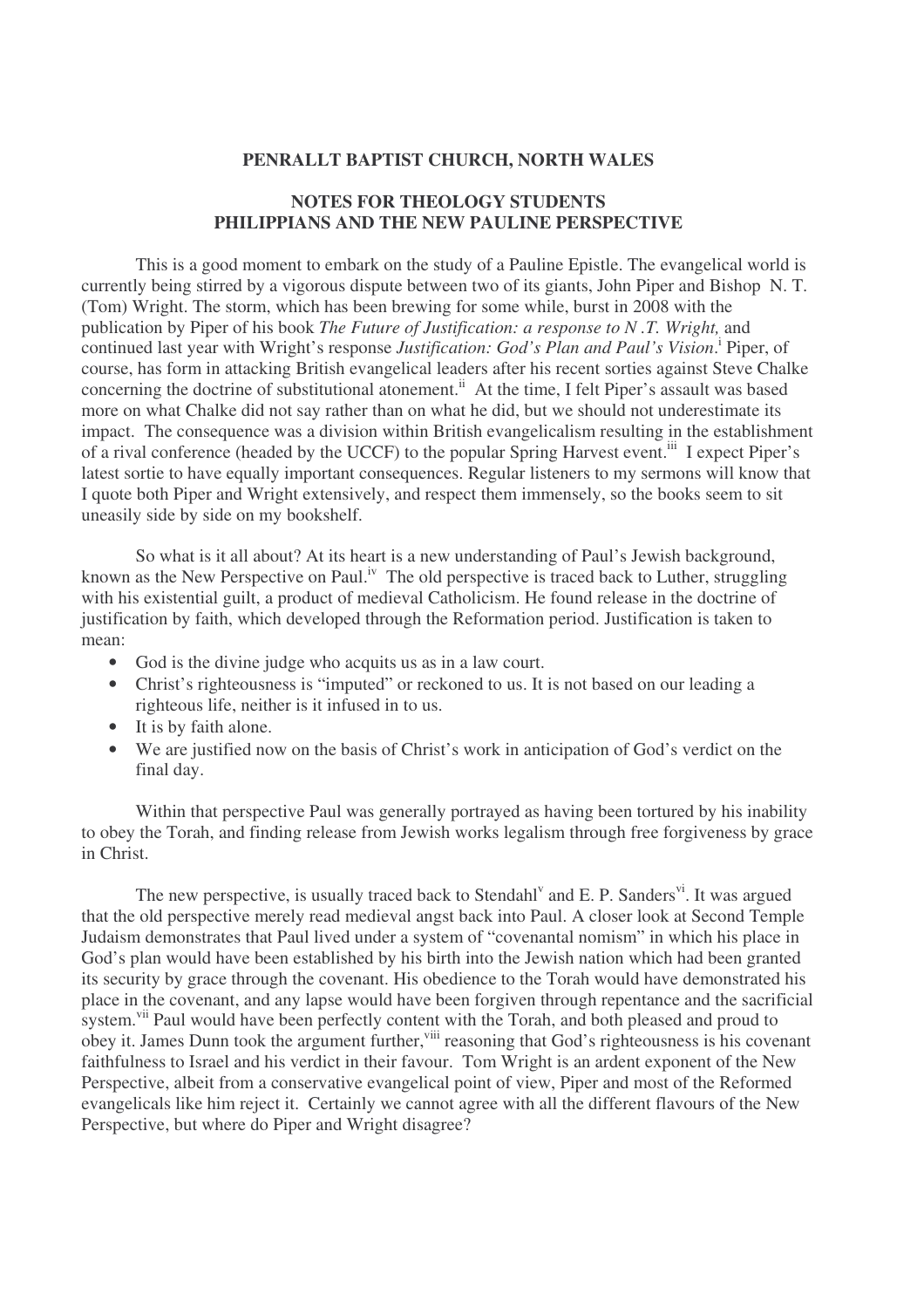**PENRALLT BAPTIST CHURCH, NORTH WALES**

**NOTES FOR THEOLOGY STUDENTS**
**PHILIPPIANS AND THE NEW PAULINE PERSPECTIVE**

This is a good moment to embark on the study of a Pauline Epistle. The evangelical world is currently being stirred by a vigorous dispute between two of its giants, John Piper and Bishop N. T. (Tom) Wright. The storm, which has been brewing for some while, burst in 2008 with the publication by Piper of his book *The Future of Justification: a response to N .T. Wright,* and continued last year with Wright's response *Justification: God's Plan and Paul's Vision*.[i] Piper, of course, has form in attacking British evangelical leaders after his recent sorties against Steve Chalke concerning the doctrine of substitutional atonement.[ii] At the time, I felt Piper's assault was based more on what Chalke did not say rather than on what he did, but we should not underestimate its impact. The consequence was a division within British evangelicalism resulting in the establishment of a rival conference (headed by the UCCF) to the popular Spring Harvest event.[iii] I expect Piper's latest sortie to have equally important consequences. Regular listeners to my sermons will know that I quote both Piper and Wright extensively, and respect them immensely, so the books seem to sit uneasily side by side on my bookshelf.

So what is it all about? At its heart is a new understanding of Paul's Jewish background, known as the New Perspective on Paul.[iv] The old perspective is traced back to Luther, struggling with his existential guilt, a product of medieval Catholicism. He found release in the doctrine of justification by faith, which developed through the Reformation period. Justification is taken to mean:

- God is the divine judge who acquits us as in a law court.
- Christ's righteousness is "imputed" or reckoned to us. It is not based on our leading a righteous life, neither is it infused in to us.
- It is by faith alone.
- We are justified now on the basis of Christ's work in anticipation of God's verdict on the final day.

Within that perspective Paul was generally portrayed as having been tortured by his inability to obey the Torah, and finding release from Jewish works legalism through free forgiveness by grace in Christ.

The new perspective, is usually traced back to Stendahl[v] and E. P. Sanders[vi]. It was argued that the old perspective merely read medieval angst back into Paul. A closer look at Second Temple Judaism demonstrates that Paul lived under a system of "covenantal nomism" in which his place in God's plan would have been established by his birth into the Jewish nation which had been granted its security by grace through the covenant. His obedience to the Torah would have demonstrated his place in the covenant, and any lapse would have been forgiven through repentance and the sacrificial system.[vii] Paul would have been perfectly content with the Torah, and both pleased and proud to obey it. James Dunn took the argument further,[viii] reasoning that God's righteousness is his covenant faithfulness to Israel and his verdict in their favour. Tom Wright is an ardent exponent of the New Perspective, albeit from a conservative evangelical point of view, Piper and most of the Reformed evangelicals like him reject it. Certainly we cannot agree with all the different flavours of the New Perspective, but where do Piper and Wright disagree?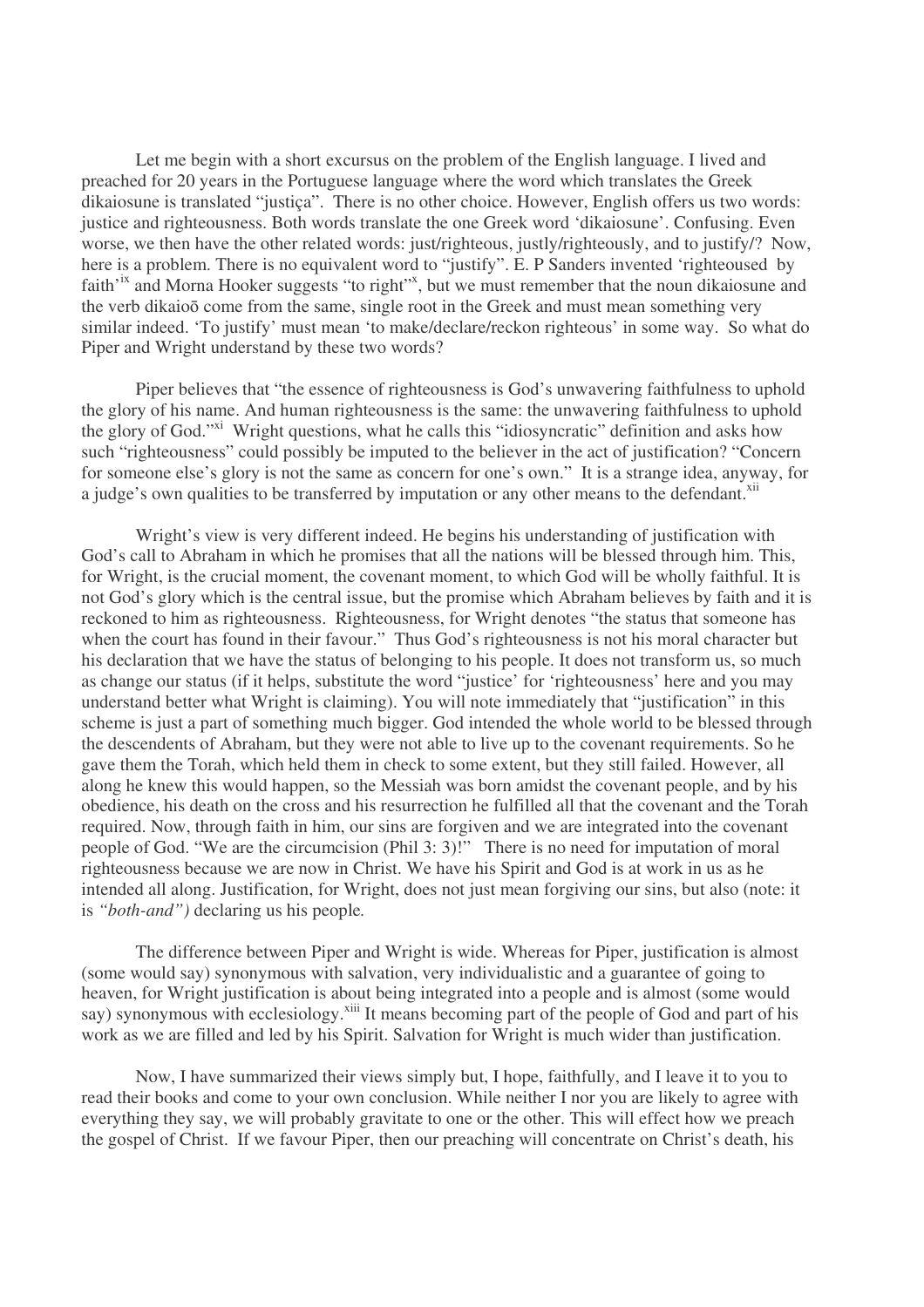Let me begin with a short excursus on the problem of the English language. I lived and preached for 20 years in the Portuguese language where the word which translates the Greek dikaiosune is translated "justiça". There is no other choice. However, English offers us two words: justice and righteousness. Both words translate the one Greek word 'dikaiosune'. Confusing. Even worse, we then have the other related words: just/righteous, justly/righteously, and to justify/? Now, here is a problem. There is no equivalent word to "justify". E. P Sanders invented 'righteoused by faith'[ix] and Morna Hooker suggests "to right"[x], but we must remember that the noun dikaiosune and the verb dikaioō come from the same, single root in the Greek and must mean something very similar indeed. 'To justify' must mean 'to make/declare/reckon righteous' in some way. So what do Piper and Wright understand by these two words?

Piper believes that "the essence of righteousness is God's unwavering faithfulness to uphold the glory of his name. And human righteousness is the same: the unwavering faithfulness to uphold the glory of God."[xi] Wright questions, what he calls this "idiosyncratic" definition and asks how such "righteousness" could possibly be imputed to the believer in the act of justification? "Concern for someone else's glory is not the same as concern for one's own." It is a strange idea, anyway, for a judge's own qualities to be transferred by imputation or any other means to the defendant.[xii]

Wright's view is very different indeed. He begins his understanding of justification with God's call to Abraham in which he promises that all the nations will be blessed through him. This, for Wright, is the crucial moment, the covenant moment, to which God will be wholly faithful. It is not God's glory which is the central issue, but the promise which Abraham believes by faith and it is reckoned to him as righteousness. Righteousness, for Wright denotes "the status that someone has when the court has found in their favour." Thus God's righteousness is not his moral character but his declaration that we have the status of belonging to his people. It does not transform us, so much as change our status (if it helps, substitute the word "justice' for 'righteousness' here and you may understand better what Wright is claiming). You will note immediately that "justification" in this scheme is just a part of something much bigger. God intended the whole world to be blessed through the descendents of Abraham, but they were not able to live up to the covenant requirements. So he gave them the Torah, which held them in check to some extent, but they still failed. However, all along he knew this would happen, so the Messiah was born amidst the covenant people, and by his obedience, his death on the cross and his resurrection he fulfilled all that the covenant and the Torah required. Now, through faith in him, our sins are forgiven and we are integrated into the covenant people of God. "We are the circumcision (Phil 3: 3)!" There is no need for imputation of moral righteousness because we are now in Christ. We have his Spirit and God is at work in us as he intended all along. Justification, for Wright, does not just mean forgiving our sins, but also (note: it is *"both-and")* declaring us his people*.*

The difference between Piper and Wright is wide. Whereas for Piper, justification is almost (some would say) synonymous with salvation, very individualistic and a guarantee of going to heaven, for Wright justification is about being integrated into a people and is almost (some would say) synonymous with ecclesiology.[xiii] It means becoming part of the people of God and part of his work as we are filled and led by his Spirit. Salvation for Wright is much wider than justification.

Now, I have summarized their views simply but, I hope, faithfully, and I leave it to you to read their books and come to your own conclusion. While neither I nor you are likely to agree with everything they say, we will probably gravitate to one or the other. This will effect how we preach the gospel of Christ. If we favour Piper, then our preaching will concentrate on Christ's death, his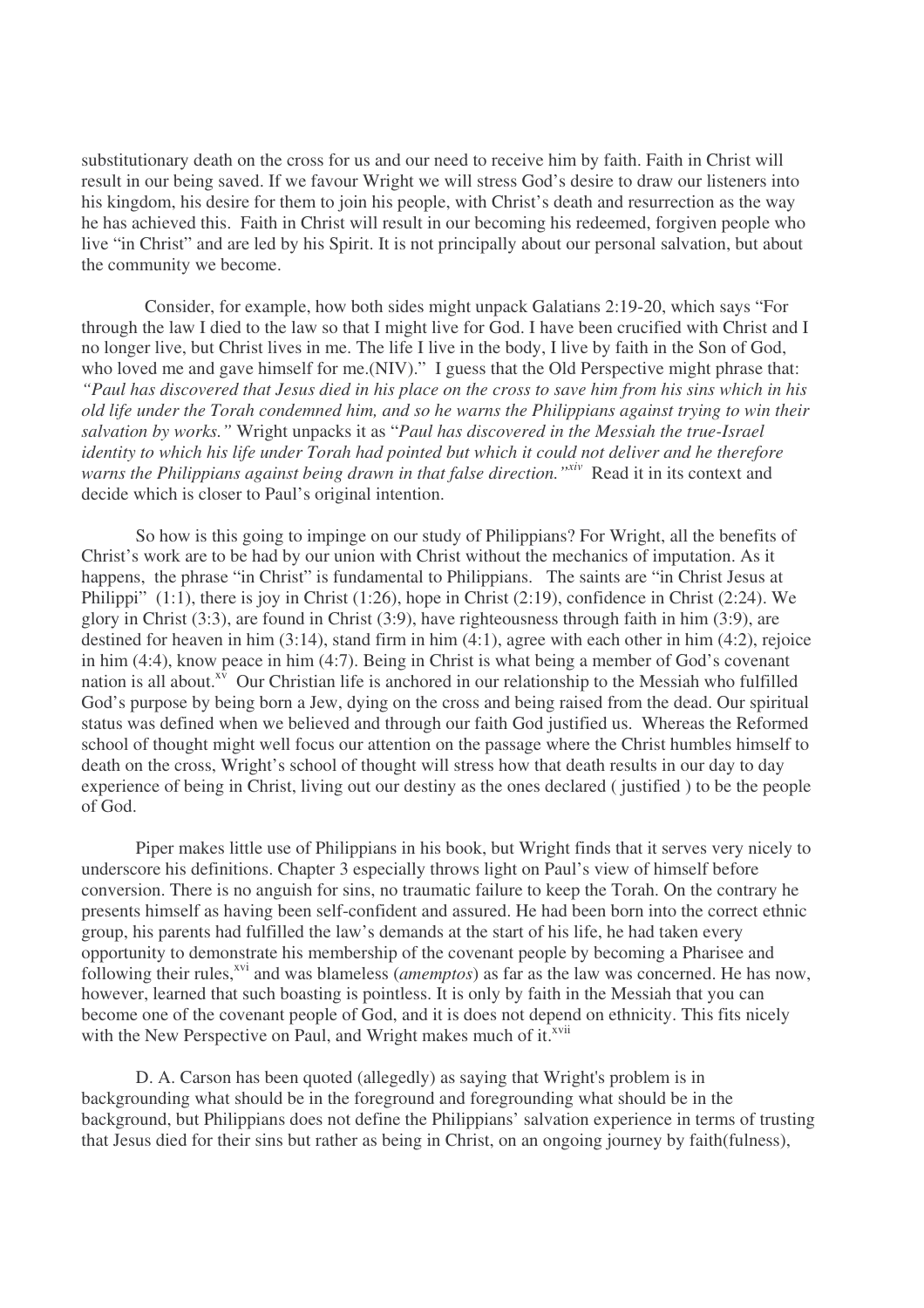substitutionary death on the cross for us and our need to receive him by faith. Faith in Christ will result in our being saved. If we favour Wright we will stress God's desire to draw our listeners into his kingdom, his desire for them to join his people, with Christ's death and resurrection as the way he has achieved this. Faith in Christ will result in our becoming his redeemed, forgiven people who live "in Christ" and are led by his Spirit. It is not principally about our personal salvation, but about the community we become.

Consider, for example, how both sides might unpack Galatians 2:19-20, which says "For through the law I died to the law so that I might live for God. I have been crucified with Christ and I no longer live, but Christ lives in me. The life I live in the body, I live by faith in the Son of God, who loved me and gave himself for me.(NIV)." I guess that the Old Perspective might phrase that: *"Paul has discovered that Jesus died in his place on the cross to save him from his sins which in his old life under the Torah condemned him, and so he warns the Philippians against trying to win their salvation by works."* Wright unpacks it as "*Paul has discovered in the Messiah the true-Israel identity to which his life under Torah had pointed but which it could not deliver and he therefore warns the Philippians against being drawn in that false direction."*[xiv] Read it in its context and decide which is closer to Paul's original intention.

So how is this going to impinge on our study of Philippians? For Wright, all the benefits of Christ's work are to be had by our union with Christ without the mechanics of imputation. As it happens, the phrase "in Christ" is fundamental to Philippians. The saints are "in Christ Jesus at Philippi" (1:1), there is joy in Christ (1:26), hope in Christ (2:19), confidence in Christ (2:24). We glory in Christ (3:3), are found in Christ (3:9), have righteousness through faith in him (3:9), are destined for heaven in him (3:14), stand firm in him (4:1), agree with each other in him (4:2), rejoice in him (4:4), know peace in him (4:7). Being in Christ is what being a member of God's covenant nation is all about.[xv] Our Christian life is anchored in our relationship to the Messiah who fulfilled God's purpose by being born a Jew, dying on the cross and being raised from the dead. Our spiritual status was defined when we believed and through our faith God justified us. Whereas the Reformed school of thought might well focus our attention on the passage where the Christ humbles himself to death on the cross, Wright's school of thought will stress how that death results in our day to day experience of being in Christ, living out our destiny as the ones declared ( justified ) to be the people of God.

Piper makes little use of Philippians in his book, but Wright finds that it serves very nicely to underscore his definitions. Chapter 3 especially throws light on Paul's view of himself before conversion. There is no anguish for sins, no traumatic failure to keep the Torah. On the contrary he presents himself as having been self-confident and assured. He had been born into the correct ethnic group, his parents had fulfilled the law's demands at the start of his life, he had taken every opportunity to demonstrate his membership of the covenant people by becoming a Pharisee and following their rules,[xvi] and was blameless (*amemptos*) as far as the law was concerned. He has now, however, learned that such boasting is pointless. It is only by faith in the Messiah that you can become one of the covenant people of God, and it is does not depend on ethnicity. This fits nicely with the New Perspective on Paul, and Wright makes much of it.[xvii]

D. A. Carson has been quoted (allegedly) as saying that Wright's problem is in backgrounding what should be in the foreground and foregrounding what should be in the background, but Philippians does not define the Philippians' salvation experience in terms of trusting that Jesus died for their sins but rather as being in Christ, on an ongoing journey by faith(fulness),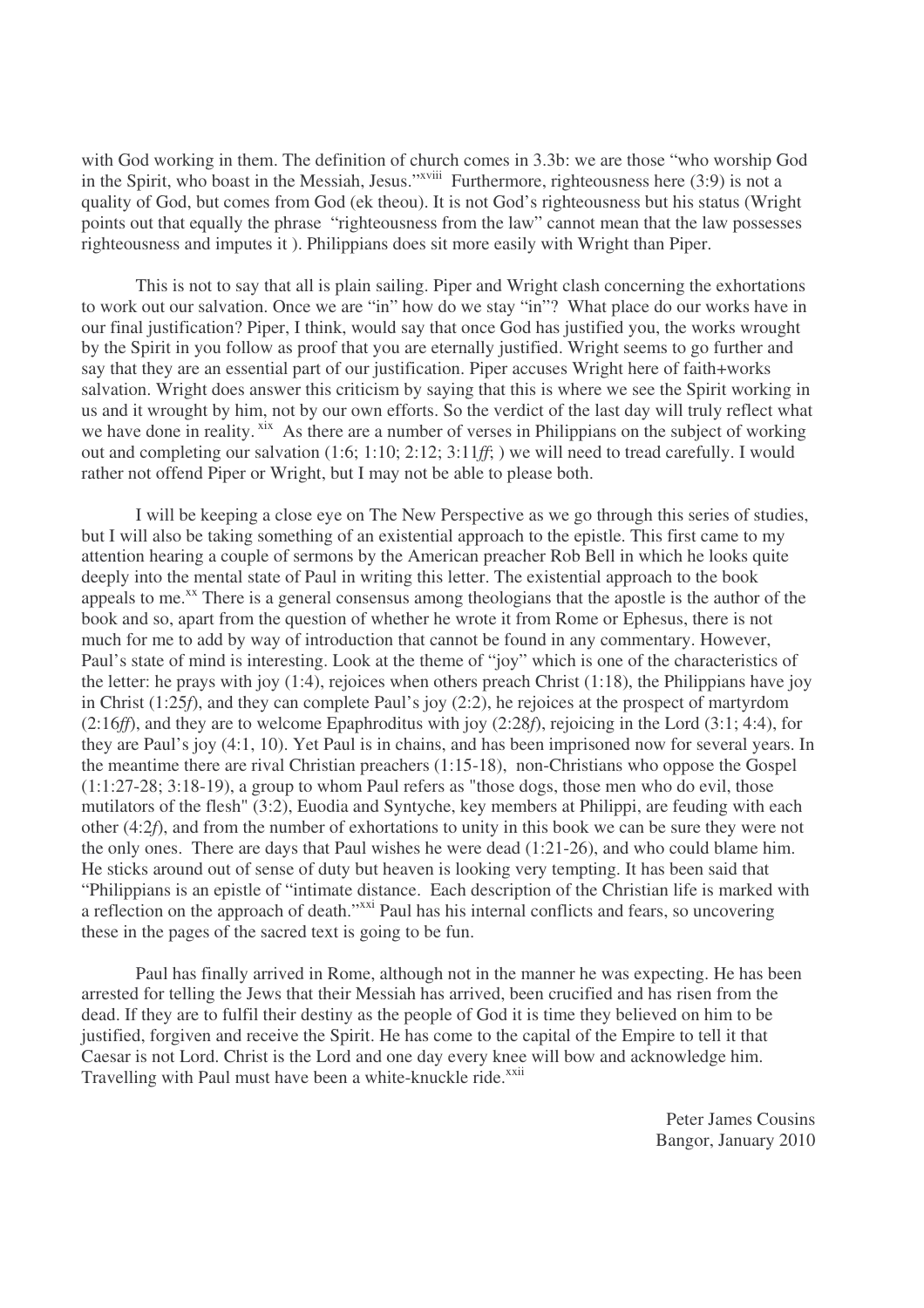with God working in them. The definition of church comes in 3.3b: we are those "who worship God in the Spirit, who boast in the Messiah, Jesus."[xviii] Furthermore, righteousness here (3:9) is not a quality of God, but comes from God (ek theou). It is not God's righteousness but his status (Wright points out that equally the phrase "righteousness from the law" cannot mean that the law possesses righteousness and imputes it ). Philippians does sit more easily with Wright than Piper.

This is not to say that all is plain sailing. Piper and Wright clash concerning the exhortations to work out our salvation. Once we are "in" how do we stay "in"? What place do our works have in our final justification? Piper, I think, would say that once God has justified you, the works wrought by the Spirit in you follow as proof that you are eternally justified. Wright seems to go further and say that they are an essential part of our justification. Piper accuses Wright here of faith+works salvation. Wright does answer this criticism by saying that this is where we see the Spirit working in us and it wrought by him, not by our own efforts. So the verdict of the last day will truly reflect what we have done in reality.[xix] As there are a number of verses in Philippians on the subject of working out and completing our salvation (1:6; 1:10; 2:12; 3:11*ff*; ) we will need to tread carefully. I would rather not offend Piper or Wright, but I may not be able to please both.

I will be keeping a close eye on The New Perspective as we go through this series of studies, but I will also be taking something of an existential approach to the epistle. This first came to my attention hearing a couple of sermons by the American preacher Rob Bell in which he looks quite deeply into the mental state of Paul in writing this letter. The existential approach to the book appeals to me.[xx] There is a general consensus among theologians that the apostle is the author of the book and so, apart from the question of whether he wrote it from Rome or Ephesus, there is not much for me to add by way of introduction that cannot be found in any commentary. However, Paul's state of mind is interesting. Look at the theme of "joy" which is one of the characteristics of the letter: he prays with joy (1:4), rejoices when others preach Christ (1:18), the Philippians have joy in Christ (1:25*f*), and they can complete Paul's joy (2:2), he rejoices at the prospect of martyrdom (2:16*ff*), and they are to welcome Epaphroditus with joy (2:28*f*), rejoicing in the Lord (3:1; 4:4), for they are Paul's joy (4:1, 10). Yet Paul is in chains, and has been imprisoned now for several years. In the meantime there are rival Christian preachers (1:15-18), non-Christians who oppose the Gospel (1:1:27-28; 3:18-19), a group to whom Paul refers as "those dogs, those men who do evil, those mutilators of the flesh" (3:2), Euodia and Syntyche, key members at Philippi, are feuding with each other (4:2*f*), and from the number of exhortations to unity in this book we can be sure they were not the only ones. There are days that Paul wishes he were dead (1:21-26), and who could blame him. He sticks around out of sense of duty but heaven is looking very tempting. It has been said that "Philippians is an epistle of "intimate distance. Each description of the Christian life is marked with a reflection on the approach of death."[xxi] Paul has his internal conflicts and fears, so uncovering these in the pages of the sacred text is going to be fun.

Paul has finally arrived in Rome, although not in the manner he was expecting. He has been arrested for telling the Jews that their Messiah has arrived, been crucified and has risen from the dead. If they are to fulfil their destiny as the people of God it is time they believed on him to be justified, forgiven and receive the Spirit. He has come to the capital of the Empire to tell it that Caesar is not Lord. Christ is the Lord and one day every knee will bow and acknowledge him. Travelling with Paul must have been a white-knuckle ride.[xxii]

Peter James Cousins
Bangor, January 2010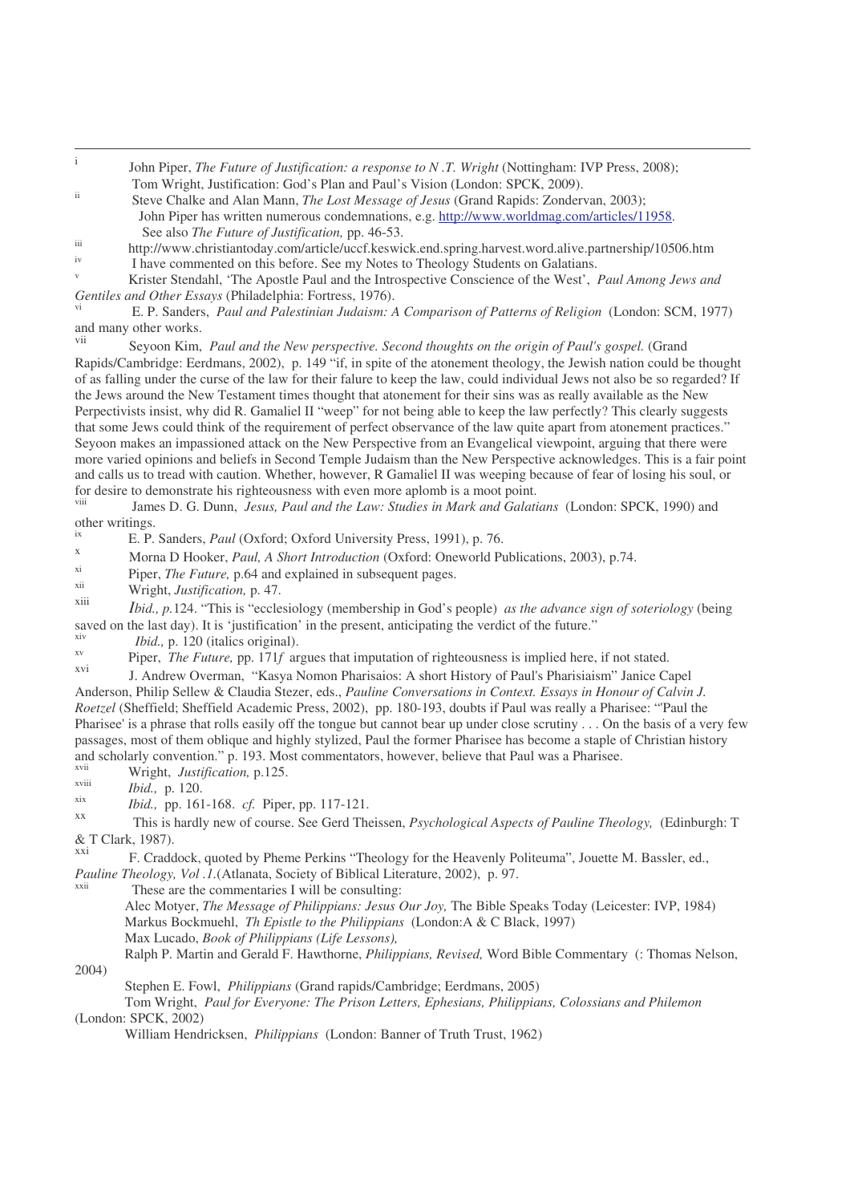---

[i] John Piper, *The Future of Justification: a response to N .T. Wright* (Nottingham: IVP Press, 2008); Tom Wright, Justification: God's Plan and Paul's Vision (London: SPCK, 2009).

[ii] Steve Chalke and Alan Mann, *The Lost Message of Jesus* (Grand Rapids: Zondervan, 2003); John Piper has written numerous condemnations, e.g. http://www.worldmag.com/articles/11958. See also *The Future of Justification,* pp. 46-53.

[iii] http://www.christiantoday.com/article/uccf.keswick.end.spring.harvest.word.alive.partnership/10506.htm

[iv] I have commented on this before. See my Notes to Theology Students on Galatians.

[v] Krister Stendahl, 'The Apostle Paul and the Introspective Conscience of the West', *Paul Among Jews and Gentiles and Other Essays* (Philadelphia: Fortress, 1976).

[vi] E. P. Sanders, *Paul and Palestinian Judaism: A Comparison of Patterns of Religion* (London: SCM, 1977) and many other works.

[vii] Seyoon Kim, *Paul and the New perspective. Second thoughts on the origin of Paul's gospel.* (Grand Rapids/Cambridge: Eerdmans, 2002), p. 149 "if, in spite of the atonement theology, the Jewish nation could be thought of as falling under the curse of the law for their falure to keep the law, could individual Jews not also be so regarded? If the Jews around the New Testament times thought that atonement for their sins was as really available as the New Perpectivists insist, why did R. Gamaliel II "weep" for not being able to keep the law perfectly? This clearly suggests that some Jews could think of the requirement of perfect observance of the law quite apart from atonement practices." Seyoon makes an impassioned attack on the New Perspective from an Evangelical viewpoint, arguing that there were more varied opinions and beliefs in Second Temple Judaism than the New Perspective acknowledges. This is a fair point and calls us to tread with caution. Whether, however, R Gamaliel II was weeping because of fear of losing his soul, or for desire to demonstrate his righteousness with even more aplomb is a moot point.

[viii] James D. G. Dunn, *Jesus, Paul and the Law: Studies in Mark and Galatians* (London: SPCK, 1990) and other writings.

[ix] E. P. Sanders, *Paul* (Oxford; Oxford University Press, 1991), p. 76.

[x] Morna D Hooker, *Paul, A Short Introduction* (Oxford: Oneworld Publications, 2003), p.74.

[xi] Piper, *The Future,* p.64 and explained in subsequent pages.

[xii] Wright, *Justification,* p. 47.

[xiii] *Ibid., p.*124. "This is "ecclesiology (membership in God's people) *as the advance sign of soteriology* (being saved on the last day). It is 'justification' in the present, anticipating the verdict of the future."

[xiv] *Ibid.,* p. 120 (italics original).

[xv] Piper, *The Future,* pp. 171*f* argues that imputation of righteousness is implied here, if not stated.

[xvi] J. Andrew Overman, "Kasya Nomon Pharisaios: A short History of Paul's Pharisiaism" Janice Capel Anderson, Philip Sellew & Claudia Stezer, eds., *Pauline Conversations in Context. Essays in Honour of Calvin J. Roetzel* (Sheffield; Sheffield Academic Press, 2002), pp. 180-193, doubts if Paul was really a Pharisee: "'Paul the Pharisee' is a phrase that rolls easily off the tongue but cannot bear up under close scrutiny . . . On the basis of a very few passages, most of them oblique and highly stylized, Paul the former Pharisee has become a staple of Christian history and scholarly convention." p. 193. Most commentators, however, believe that Paul was a Pharisee.

[xvii] Wright, *Justification,* p.125.

[xviii] *Ibid.,* p. 120.

[xix] *Ibid.,* pp. 161-168. *cf.* Piper, pp. 117-121.

[xx] This is hardly new of course. See Gerd Theissen, *Psychological Aspects of Pauline Theology,* (Edinburgh: T & T Clark, 1987).

[xxi] F. Craddock, quoted by Pheme Perkins "Theology for the Heavenly Politeuma", Jouette M. Bassler, ed., *Pauline Theology, Vol .1.*(Atlanata, Society of Biblical Literature, 2002), p. 97.

[xxii] These are the commentaries I will be consulting:

Alec Motyer, *The Message of Philippians: Jesus Our Joy,* The Bible Speaks Today (Leicester: IVP, 1984)

Markus Bockmuehl, *Th Epistle to the Philippians* (London:A & C Black, 1997)

Max Lucado, *Book of Philippians (Life Lessons),*

Ralph P. Martin and Gerald F. Hawthorne, *Philippians, Revised,* Word Bible Commentary (: Thomas Nelson, 2004)

Stephen E. Fowl, *Philippians* (Grand rapids/Cambridge; Eerdmans, 2005)

Tom Wright, *Paul for Everyone: The Prison Letters, Ephesians, Philippians, Colossians and Philemon* (London: SPCK, 2002)

William Hendricksen, *Philippians* (London: Banner of Truth Trust, 1962)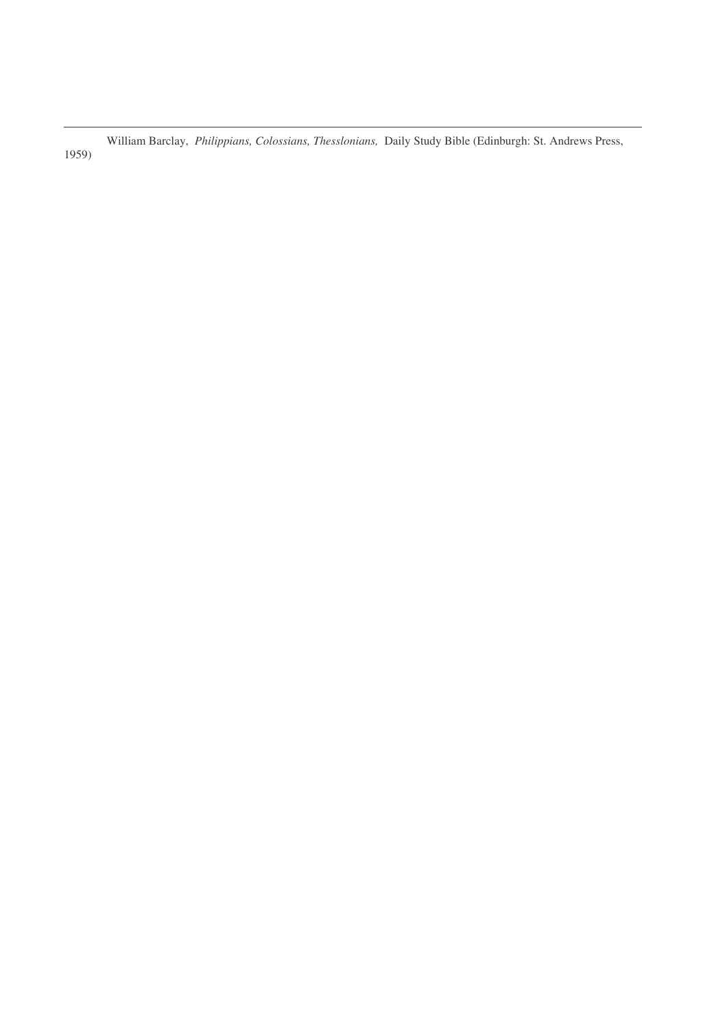William Barclay, *Philippians, Colossians, Thesslonians,* Daily Study Bible (Edinburgh: St. Andrews Press, 1959)